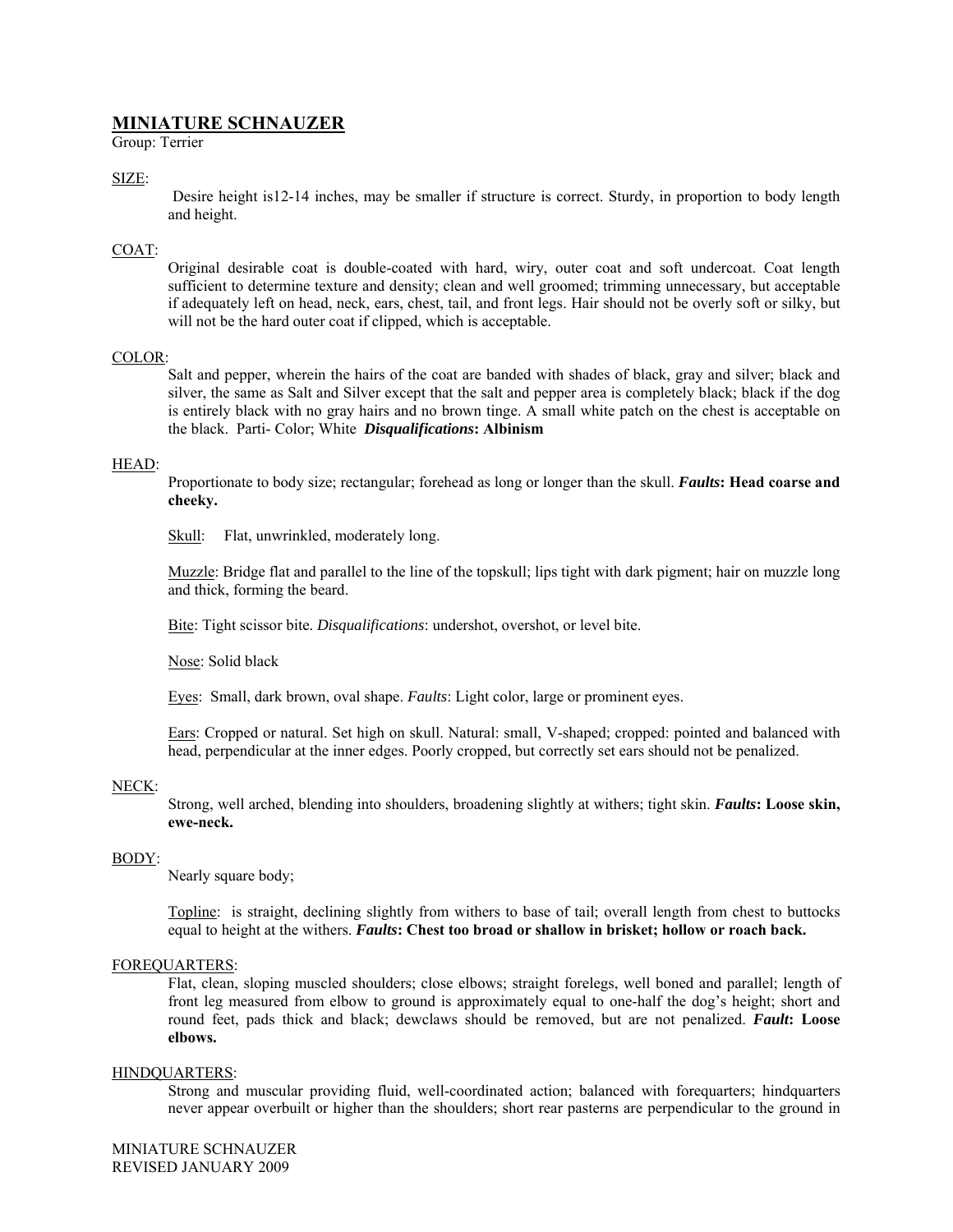# MINIATURE SCHNAUZER

Group: Terrier

SIZE:

Desire height is12-14 inches, may be smaller if structure is correct. Sturdy, in proportion to body length and height.

COAT:

Original desirable coat is double-coated with hard, wiry, outer coat and soft undercoat. Coat length sufficient to determine texture and density; clean and well groomed; trimming unnecessary, but acceptable if adequately left on head, neck, ears, chest, tail, and front legs. Hair should not be overly soft or silky, but will not be the hard outer coat if clipped, which is acceptable.

COLOR:

Salt and pepper, wherein the hairs of the coat are banded with shades of black, gray and silver; black and silver, the same as Salt and Silver except that the salt and pepper area is completely black; black if the dog is entirely black with no gray hairs and no brown tinge. A small white patch on the chest is acceptable on the black. Parti- Color; White ***Disqualifications*: Albinism**

HEAD:

Proportionate to body size; rectangular; forehead as long or longer than the skull. ***Faults*: Head coarse and cheeky.**

Skull: Flat, unwrinkled, moderately long.

Muzzle: Bridge flat and parallel to the line of the topskull; lips tight with dark pigment; hair on muzzle long and thick, forming the beard.

Bite: Tight scissor bite. *Disqualifications*: undershot, overshot, or level bite.

Nose: Solid black

Eyes: Small, dark brown, oval shape. *Faults*: Light color, large or prominent eyes.

Ears: Cropped or natural. Set high on skull. Natural: small, V-shaped; cropped: pointed and balanced with head, perpendicular at the inner edges. Poorly cropped, but correctly set ears should not be penalized.

NECK:

Strong, well arched, blending into shoulders, broadening slightly at withers; tight skin. ***Faults*: Loose skin, ewe-neck.**

BODY:

Nearly square body;

Topline: is straight, declining slightly from withers to base of tail; overall length from chest to buttocks equal to height at the withers. ***Faults*: Chest too broad or shallow in brisket; hollow or roach back.**

FOREQUARTERS:

Flat, clean, sloping muscled shoulders; close elbows; straight forelegs, well boned and parallel; length of front leg measured from elbow to ground is approximately equal to one-half the dog's height; short and round feet, pads thick and black; dewclaws should be removed, but are not penalized. ***Fault*: Loose elbows.**

HINDQUARTERS:

Strong and muscular providing fluid, well-coordinated action; balanced with forequarters; hindquarters never appear overbuilt or higher than the shoulders; short rear pasterns are perpendicular to the ground in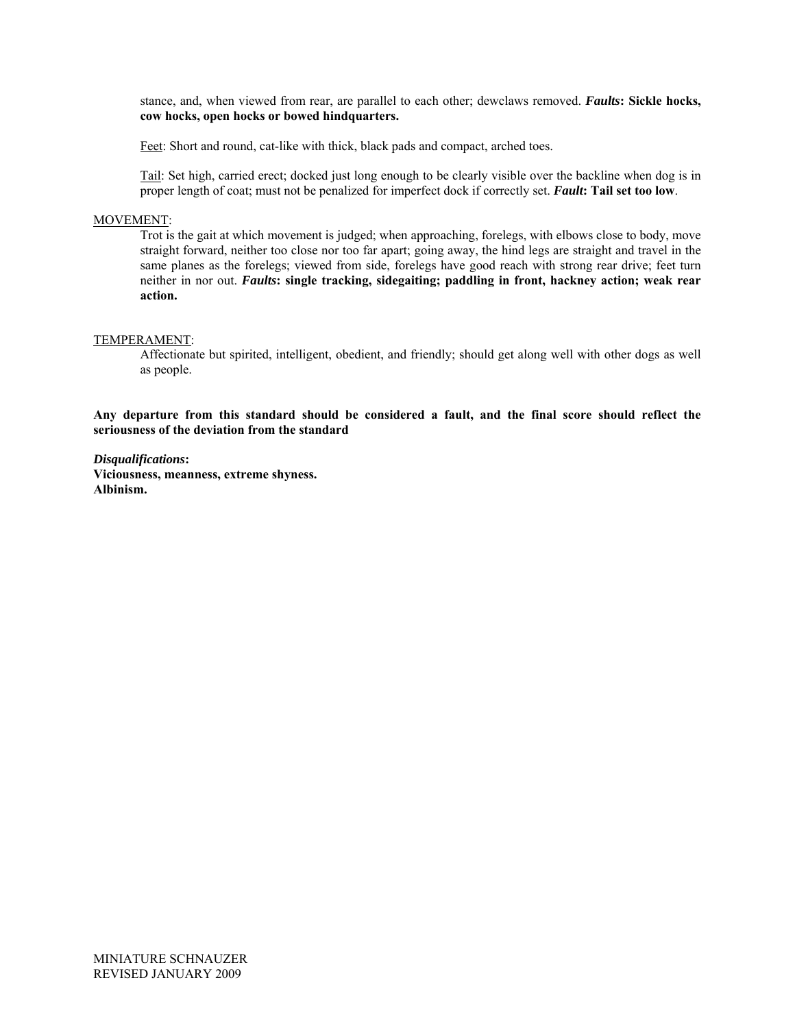stance, and, when viewed from rear, are parallel to each other; dewclaws removed. ***Faults*****: Sickle hocks, cow hocks, open hocks or bowed hindquarters.**

Feet: Short and round, cat-like with thick, black pads and compact, arched toes.

Tail: Set high, carried erect; docked just long enough to be clearly visible over the backline when dog is in proper length of coat; must not be penalized for imperfect dock if correctly set. ***Fault*****: Tail set too low**.

MOVEMENT:

Trot is the gait at which movement is judged; when approaching, forelegs, with elbows close to body, move straight forward, neither too close nor too far apart; going away, the hind legs are straight and travel in the same planes as the forelegs; viewed from side, forelegs have good reach with strong rear drive; feet turn neither in nor out. ***Faults*****: single tracking, sidegaiting; paddling in front, hackney action; weak rear action.**

TEMPERAMENT:

Affectionate but spirited, intelligent, obedient, and friendly; should get along well with other dogs as well as people.

**Any departure from this standard should be considered a fault, and the final score should reflect the seriousness of the deviation from the standard**

***Disqualifications*****:**
**Viciousness, meanness, extreme shyness.**
**Albinism.**

MINIATURE SCHNAUZER
REVISED JANUARY 2009